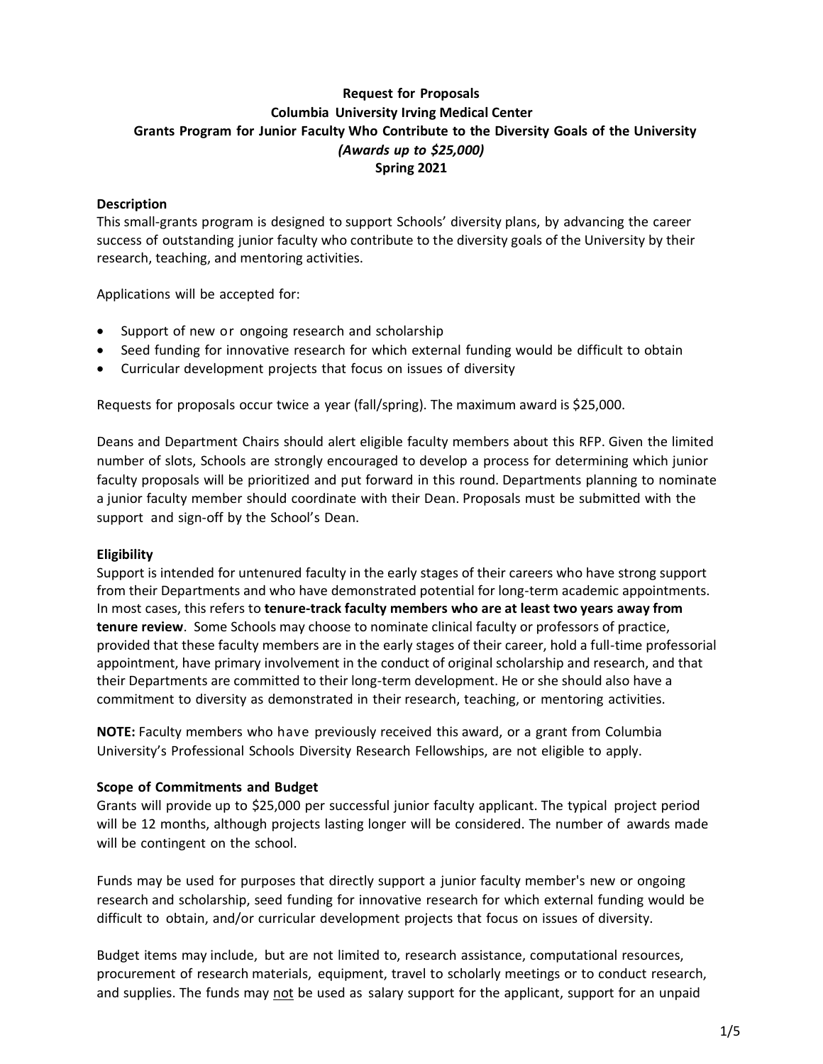# Request for Proposals
## Columbia University Irving Medical Center
## Grants Program for Junior Faculty Who Contribute to the Diversity Goals of the University
### *(Awards up to $25,000)*
### Spring 2021

**Description**

This small-grants program is designed to support Schools' diversity plans, by advancing the career success of outstanding junior faculty who contribute to the diversity goals of the University by their research, teaching, and mentoring activities.

Applications will be accepted for:

- Support of new or ongoing research and scholarship
- Seed funding for innovative research for which external funding would be difficult to obtain
- Curricular development projects that focus on issues of diversity

Requests for proposals occur twice a year (fall/spring). The maximum award is $25,000.

Deans and Department Chairs should alert eligible faculty members about this RFP. Given the limited number of slots, Schools are strongly encouraged to develop a process for determining which junior faculty proposals will be prioritized and put forward in this round. Departments planning to nominate a junior faculty member should coordinate with their Dean. Proposals must be submitted with the support and sign-off by the School's Dean.

**Eligibility**

Support is intended for untenured faculty in the early stages of their careers who have strong support from their Departments and who have demonstrated potential for long-term academic appointments. In most cases, this refers to **tenure-track faculty members who are at least two years away from tenure review**. Some Schools may choose to nominate clinical faculty or professors of practice, provided that these faculty members are in the early stages of their career, hold a full-time professorial appointment, have primary involvement in the conduct of original scholarship and research, and that their Departments are committed to their long-term development. He or she should also have a commitment to diversity as demonstrated in their research, teaching, or mentoring activities.

**NOTE:** Faculty members who have previously received this award, or a grant from Columbia University's Professional Schools Diversity Research Fellowships, are not eligible to apply.

**Scope of Commitments and Budget**

Grants will provide up to $25,000 per successful junior faculty applicant. The typical project period will be 12 months, although projects lasting longer will be considered. The number of awards made will be contingent on the school.

Funds may be used for purposes that directly support a junior faculty member's new or ongoing research and scholarship, seed funding for innovative research for which external funding would be difficult to obtain, and/or curricular development projects that focus on issues of diversity.

Budget items may include, but are not limited to, research assistance, computational resources, procurement of research materials, equipment, travel to scholarly meetings or to conduct research, and supplies. The funds may <u>not</u> be used as salary support for the applicant, support for an unpaid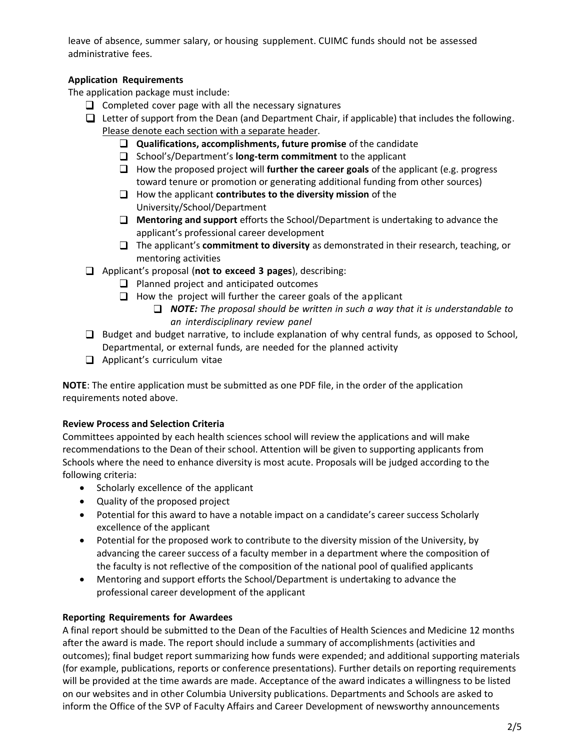leave of absence, summer salary, or housing supplement. CUIMC funds should not be assessed administrative fees.

**Application Requirements**

The application package must include:

- ☐ Completed cover page with all the necessary signatures
- ☐ Letter of support from the Dean (and Department Chair, if applicable) that includes the following. Please denote each section with a separate header.
  - ☐ **Qualifications, accomplishments, future promise** of the candidate
  - ☐ School's/Department's **long-term commitment** to the applicant
  - ☐ How the proposed project will **further the career goals** of the applicant (e.g. progress toward tenure or promotion or generating additional funding from other sources)
  - ☐ How the applicant **contributes to the diversity mission** of the University/School/Department
  - ☐ **Mentoring and support** efforts the School/Department is undertaking to advance the applicant's professional career development
  - ☐ The applicant's **commitment to diversity** as demonstrated in their research, teaching, or mentoring activities
- ☐ Applicant's proposal (**not to exceed 3 pages**), describing:
  - ☐ Planned project and anticipated outcomes
  - ☐ How the project will further the career goals of the applicant
    - ☐ ***NOTE:*** *The proposal should be written in such a way that it is understandable to an interdisciplinary review panel*
- ☐ Budget and budget narrative, to include explanation of why central funds, as opposed to School, Departmental, or external funds, are needed for the planned activity
- ☐ Applicant's curriculum vitae

**NOTE**: The entire application must be submitted as one PDF file, in the order of the application requirements noted above.

**Review Process and Selection Criteria**

Committees appointed by each health sciences school will review the applications and will make recommendations to the Dean of their school. Attention will be given to supporting applicants from Schools where the need to enhance diversity is most acute. Proposals will be judged according to the following criteria:

- Scholarly excellence of the applicant
- Quality of the proposed project
- Potential for this award to have a notable impact on a candidate's career success Scholarly excellence of the applicant
- Potential for the proposed work to contribute to the diversity mission of the University, by advancing the career success of a faculty member in a department where the composition of the faculty is not reflective of the composition of the national pool of qualified applicants
- Mentoring and support efforts the School/Department is undertaking to advance the professional career development of the applicant

**Reporting Requirements for Awardees**

A final report should be submitted to the Dean of the Faculties of Health Sciences and Medicine 12 months after the award is made. The report should include a summary of accomplishments (activities and outcomes); final budget report summarizing how funds were expended; and additional supporting materials (for example, publications, reports or conference presentations). Further details on reporting requirements will be provided at the time awards are made. Acceptance of the award indicates a willingness to be listed on our websites and in other Columbia University publications. Departments and Schools are asked to inform the Office of the SVP of Faculty Affairs and Career Development of newsworthy announcements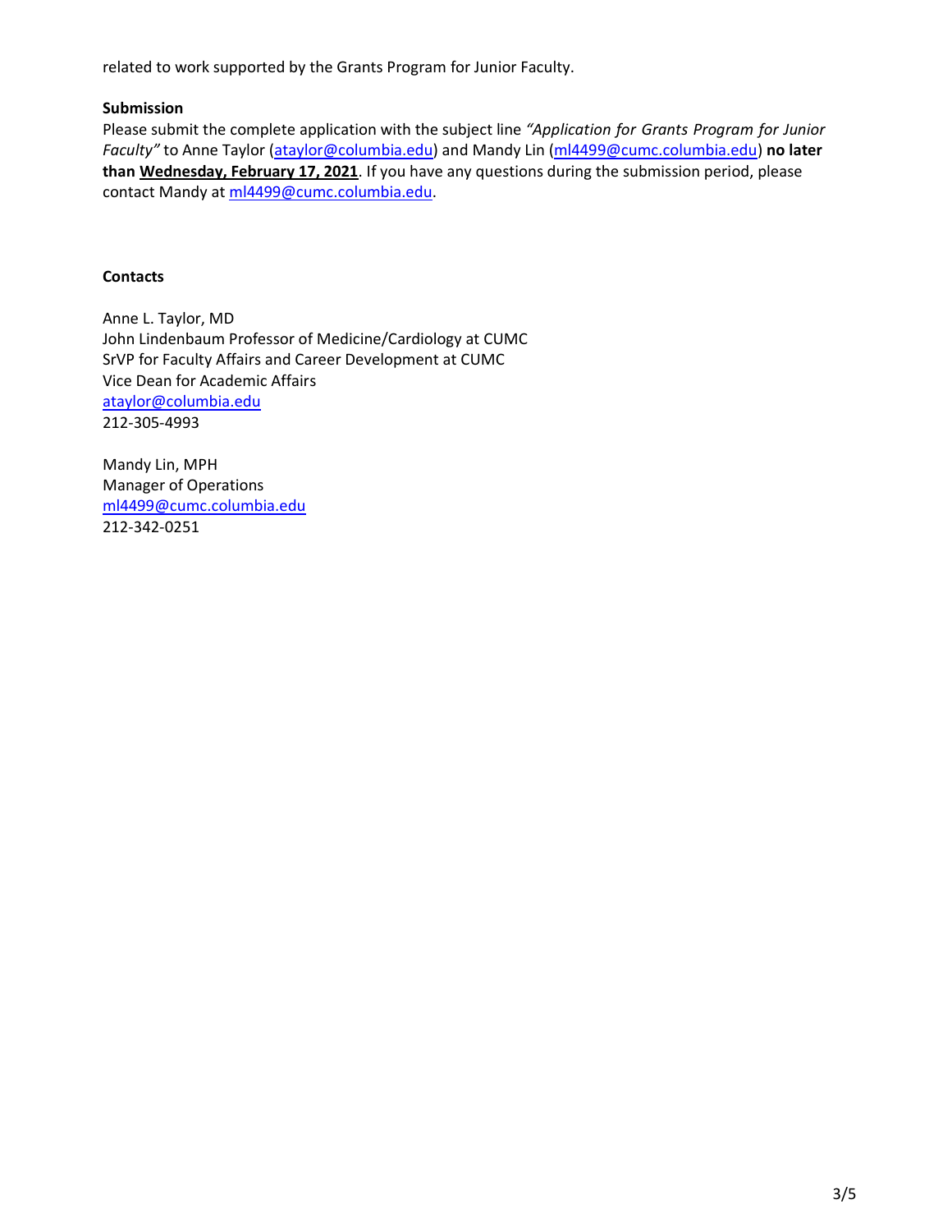related to work supported by the Grants Program for Junior Faculty.

**Submission**

Please submit the complete application with the subject line *"Application for Grants Program for Junior Faculty"* to Anne Taylor (ataylor@columbia.edu) and Mandy Lin (ml4499@cumc.columbia.edu) **no later than Wednesday, February 17, 2021**. If you have any questions during the submission period, please contact Mandy at ml4499@cumc.columbia.edu.

**Contacts**

Anne L. Taylor, MD
John Lindenbaum Professor of Medicine/Cardiology at CUMC
SrVP for Faculty Affairs and Career Development at CUMC
Vice Dean for Academic Affairs
ataylor@columbia.edu
212-305-4993

Mandy Lin, MPH
Manager of Operations
ml4499@cumc.columbia.edu
212-342-0251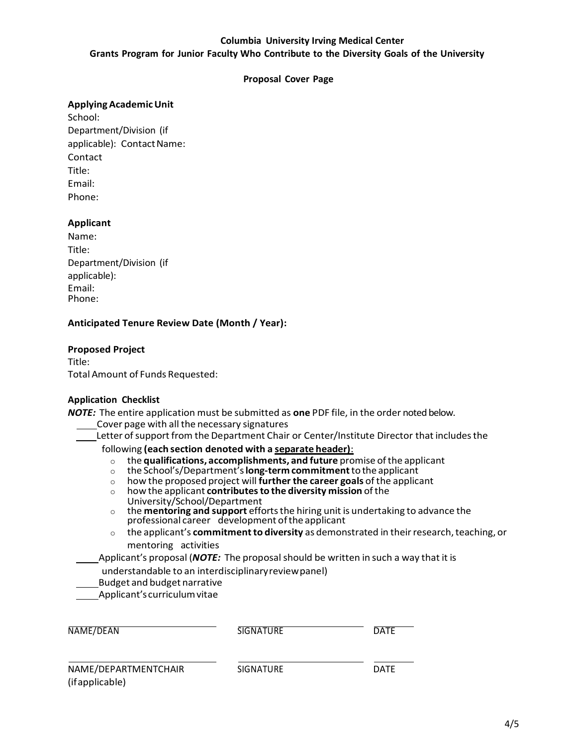**Columbia University Irving Medical Center**
**Grants Program for Junior Faculty Who Contribute to the Diversity Goals of the University**

**Proposal Cover Page**

**Applying Academic Unit**

School:
Department/Division (if applicable):
Contact Name:
Contact Title:
Email:
Phone:

**Applicant**

Name:
Title:
Department/Division (if applicable):
Email:
Phone:

**Anticipated Tenure Review Date (Month / Year):**

**Proposed Project**

Title:
Total Amount of Funds Requested:

**Application Checklist**

***NOTE:*** The entire application must be submitted as **one** PDF file, in the order noted below.

____Cover page with all the necessary signatures

____Letter of support from the Department Chair or Center/Institute Director that includes the following **(each section denoted with a <u>separate header</u>)**:

- the **qualifications, accomplishments, and future** promise of the applicant
- the School's/Department's **long-term commitment** to the applicant
- how the proposed project will **further the career goals** of the applicant
- how the applicant **contributes to the diversity mission** of the University/School/Department
- the **mentoring and support** efforts the hiring unit is undertaking to advance the professional career development of the applicant
- the applicant's **commitment to diversity** as demonstrated in their research, teaching, or mentoring activities

____Applicant's proposal (***NOTE:*** The proposal should be written in such a way that it is understandable to an interdisciplinary review panel)

____Budget and budget narrative

____Applicant's curriculum vitae

| NAME/DEAN | SIGNATURE | DATE |
|---|---|---|
| NAME/DEPARTMENT CHAIR (if applicable) | SIGNATURE | DATE |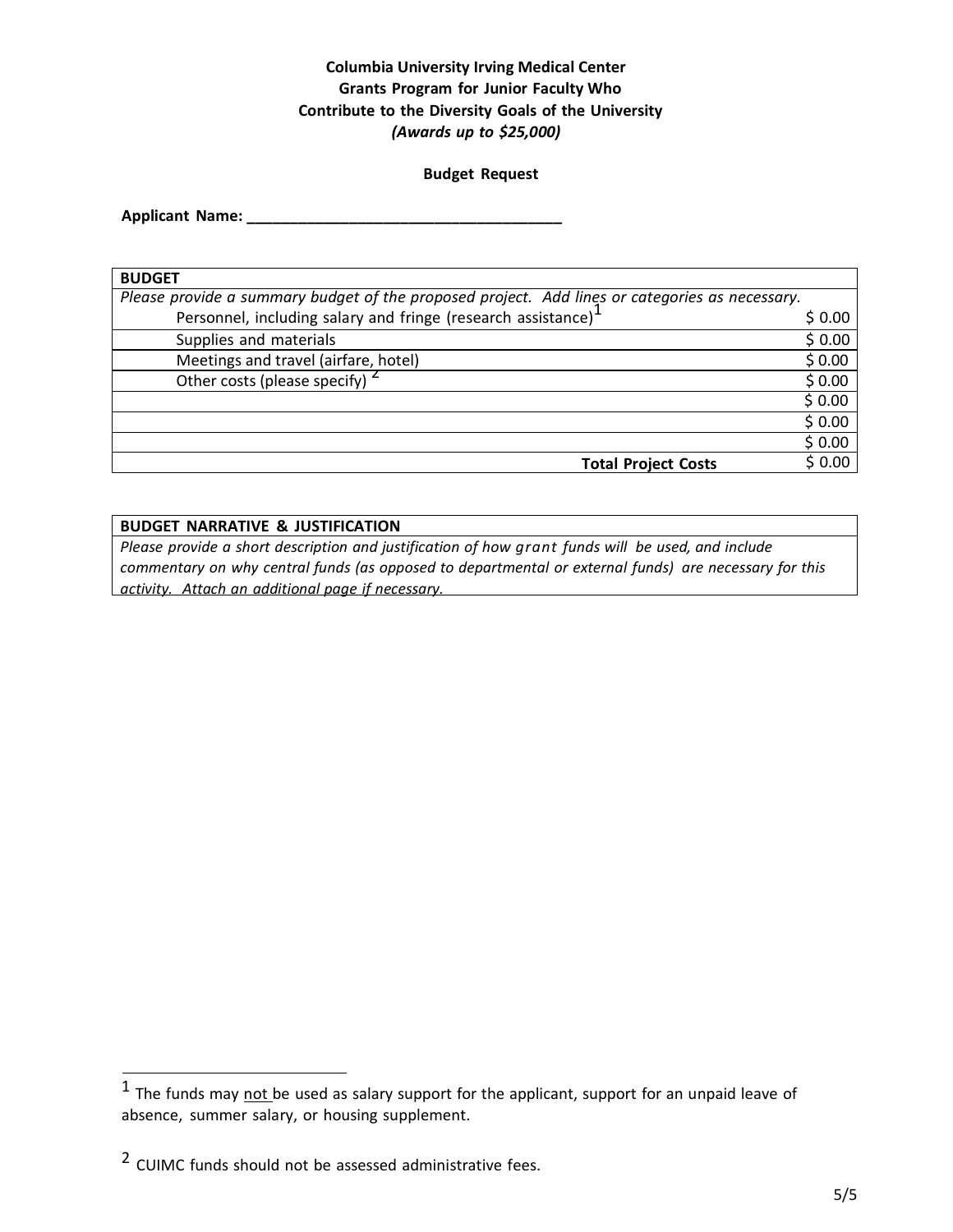**Columbia University Irving Medical Center**
**Grants Program for Junior Faculty Who**
**Contribute to the Diversity Goals of the University**
***(Awards up to $25,000)***

**Budget Request**

**Applicant Name: ______________________________________**

| **BUDGET** | |
|---|---|
| *Please provide a summary budget of the proposed project. Add lines or categories as necessary.* | |
| Personnel, including salary and fringe (research assistance)[1] | $ 0.00 |
| Supplies and materials | $ 0.00 |
| Meetings and travel (airfare, hotel) | $ 0.00 |
| Other costs (please specify)[2] | $ 0.00 |
| | $ 0.00 |
| | $ 0.00 |
| | $ 0.00 |
| **Total Project Costs** | $ 0.00 |

| **BUDGET NARRATIVE & JUSTIFICATION** |
|---|
| *Please provide a short description and justification of how grant funds will be used, and include commentary on why central funds (as opposed to departmental or external funds) are necessary for this activity. Attach an additional page if necessary.* |

---

[1] The funds may not be used as salary support for the applicant, support for an unpaid leave of absence, summer salary, or housing supplement.

[2] CUIMC funds should not be assessed administrative fees.